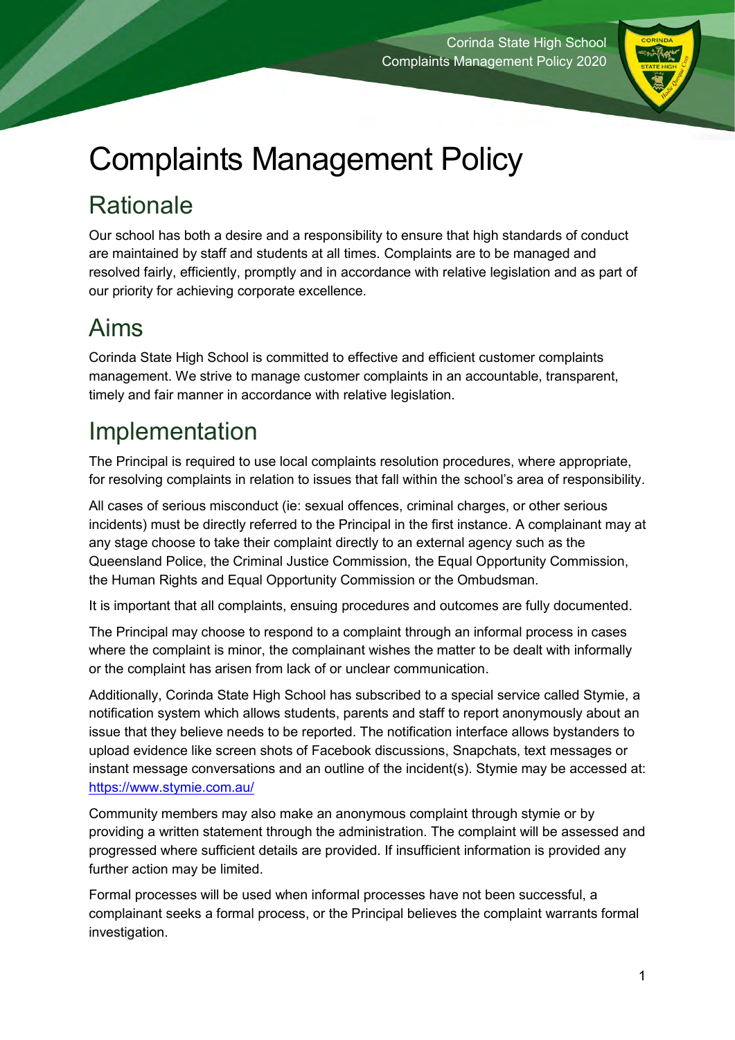# Complaints Management Policy

## Rationale

Our school has both a desire and a responsibility to ensure that high standards of conduct are maintained by staff and students at all times. Complaints are to be managed and resolved fairly, efficiently, promptly and in accordance with relative legislation and as part of our priority for achieving corporate excellence.

## Aims

Corinda State High School is committed to effective and efficient customer complaints management. We strive to manage customer complaints in an accountable, transparent, timely and fair manner in accordance with relative legislation.

## Implementation

The Principal is required to use local complaints resolution procedures, where appropriate, for resolving complaints in relation to issues that fall within the school's area of responsibility.

All cases of serious misconduct (ie: sexual offences, criminal charges, or other serious incidents) must be directly referred to the Principal in the first instance. A complainant may at any stage choose to take their complaint directly to an external agency such as the Queensland Police, the Criminal Justice Commission, the Equal Opportunity Commission, the Human Rights and Equal Opportunity Commission or the Ombudsman.

It is important that all complaints, ensuing procedures and outcomes are fully documented.

The Principal may choose to respond to a complaint through an informal process in cases where the complaint is minor, the complainant wishes the matter to be dealt with informally or the complaint has arisen from lack of or unclear communication.

Additionally, Corinda State High School has subscribed to a special service called Stymie, a notification system which allows students, parents and staff to report anonymously about an issue that they believe needs to be reported. The notification interface allows bystanders to upload evidence like screen shots of Facebook discussions, Snapchats, text messages or instant message conversations and an outline of the incident(s). Stymie may be accessed at: [https://www.stymie.com.au/](https://www.stymie.com.au/)

Community members may also make an anonymous complaint through stymie or by providing a written statement through the administration. The complaint will be assessed and progressed where sufficient details are provided. If insufficient information is provided any further action may be limited.

Formal processes will be used when informal processes have not been successful, a complainant seeks a formal process, or the Principal believes the complaint warrants formal investigation.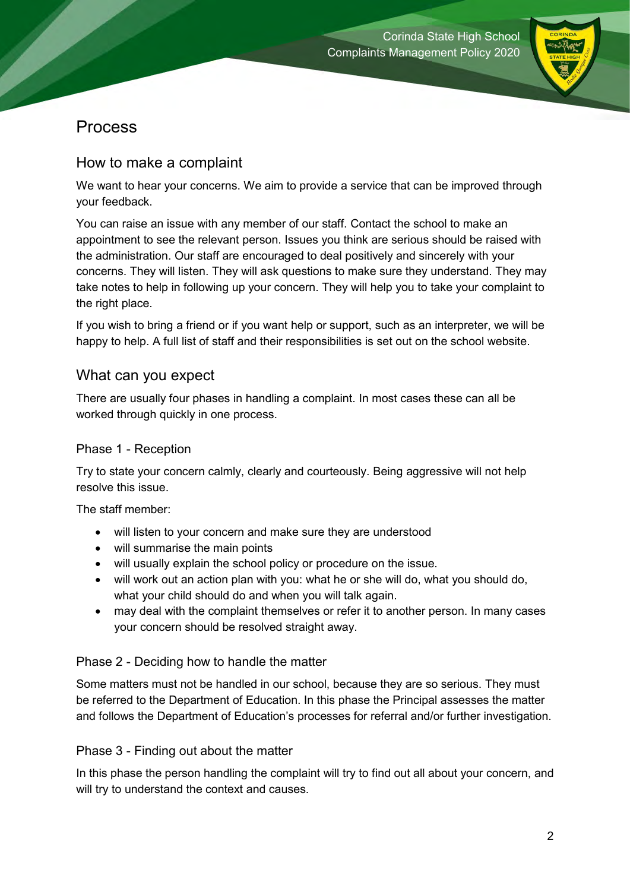# Process

## How to make a complaint

We want to hear your concerns. We aim to provide a service that can be improved through your feedback.

You can raise an issue with any member of our staff. Contact the school to make an appointment to see the relevant person. Issues you think are serious should be raised with the administration. Our staff are encouraged to deal positively and sincerely with your concerns. They will listen. They will ask questions to make sure they understand. They may take notes to help in following up your concern. They will help you to take your complaint to the right place.

If you wish to bring a friend or if you want help or support, such as an interpreter, we will be happy to help. A full list of staff and their responsibilities is set out on the school website.

## What can you expect

There are usually four phases in handling a complaint. In most cases these can all be worked through quickly in one process.

### Phase 1 - Reception

Try to state your concern calmly, clearly and courteously. Being aggressive will not help resolve this issue.

The staff member:

- will listen to your concern and make sure they are understood
- will summarise the main points
- will usually explain the school policy or procedure on the issue.
- will work out an action plan with you: what he or she will do, what you should do, what your child should do and when you will talk again.
- may deal with the complaint themselves or refer it to another person. In many cases your concern should be resolved straight away.

### Phase 2 - Deciding how to handle the matter

Some matters must not be handled in our school, because they are so serious. They must be referred to the Department of Education. In this phase the Principal assesses the matter and follows the Department of Education's processes for referral and/or further investigation.

### Phase 3 - Finding out about the matter

In this phase the person handling the complaint will try to find out all about your concern, and will try to understand the context and causes.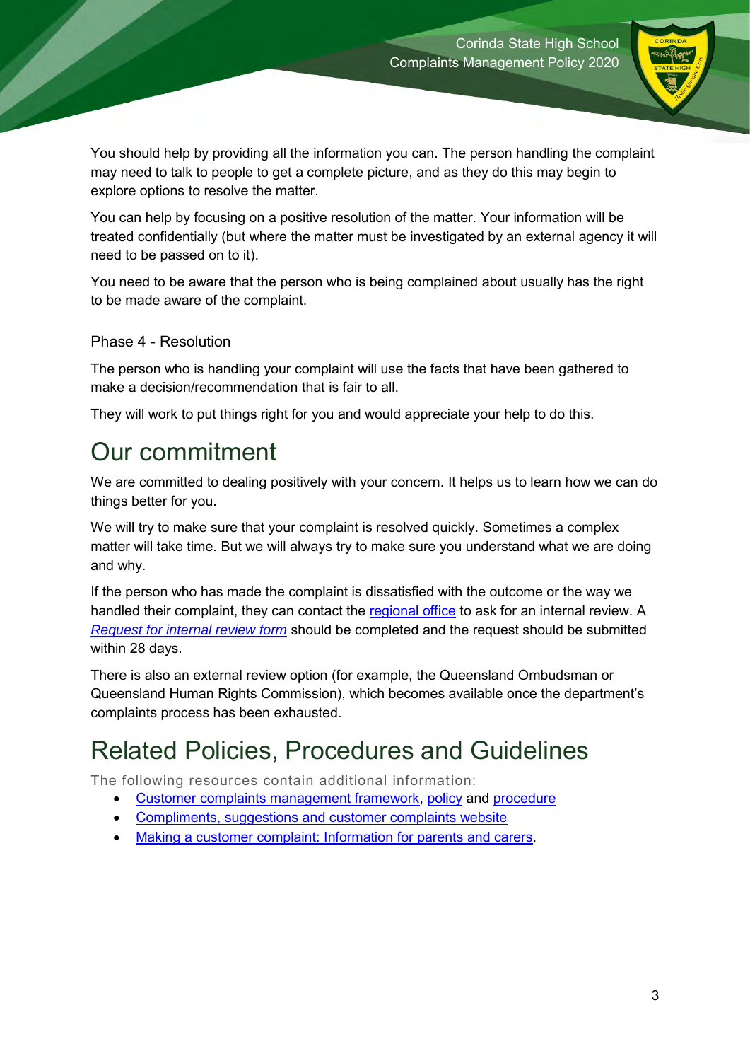You should help by providing all the information you can. The person handling the complaint may need to talk to people to get a complete picture, and as they do this may begin to explore options to resolve the matter.

You can help by focusing on a positive resolution of the matter. Your information will be treated confidentially (but where the matter must be investigated by an external agency it will need to be passed on to it).

You need to be aware that the person who is being complained about usually has the right to be made aware of the complaint.

### Phase 4 - Resolution

The person who is handling your complaint will use the facts that have been gathered to make a decision/recommendation that is fair to all.

They will work to put things right for you and would appreciate your help to do this.

## Our commitment

We are committed to dealing positively with your concern. It helps us to learn how we can do things better for you.

We will try to make sure that your complaint is resolved quickly. Sometimes a complex matter will take time. But we will always try to make sure you understand what we are doing and why.

If the person who has made the complaint is dissatisfied with the outcome or the way we handled their complaint, they can contact the regional office to ask for an internal review. A *Request for internal review form* should be completed and the request should be submitted within 28 days.

There is also an external review option (for example, the Queensland Ombudsman or Queensland Human Rights Commission), which becomes available once the department's complaints process has been exhausted.

## Related Policies, Procedures and Guidelines

The following resources contain additional information:

- Customer complaints management framework, policy and procedure
- Compliments, suggestions and customer complaints website
- Making a customer complaint: Information for parents and carers.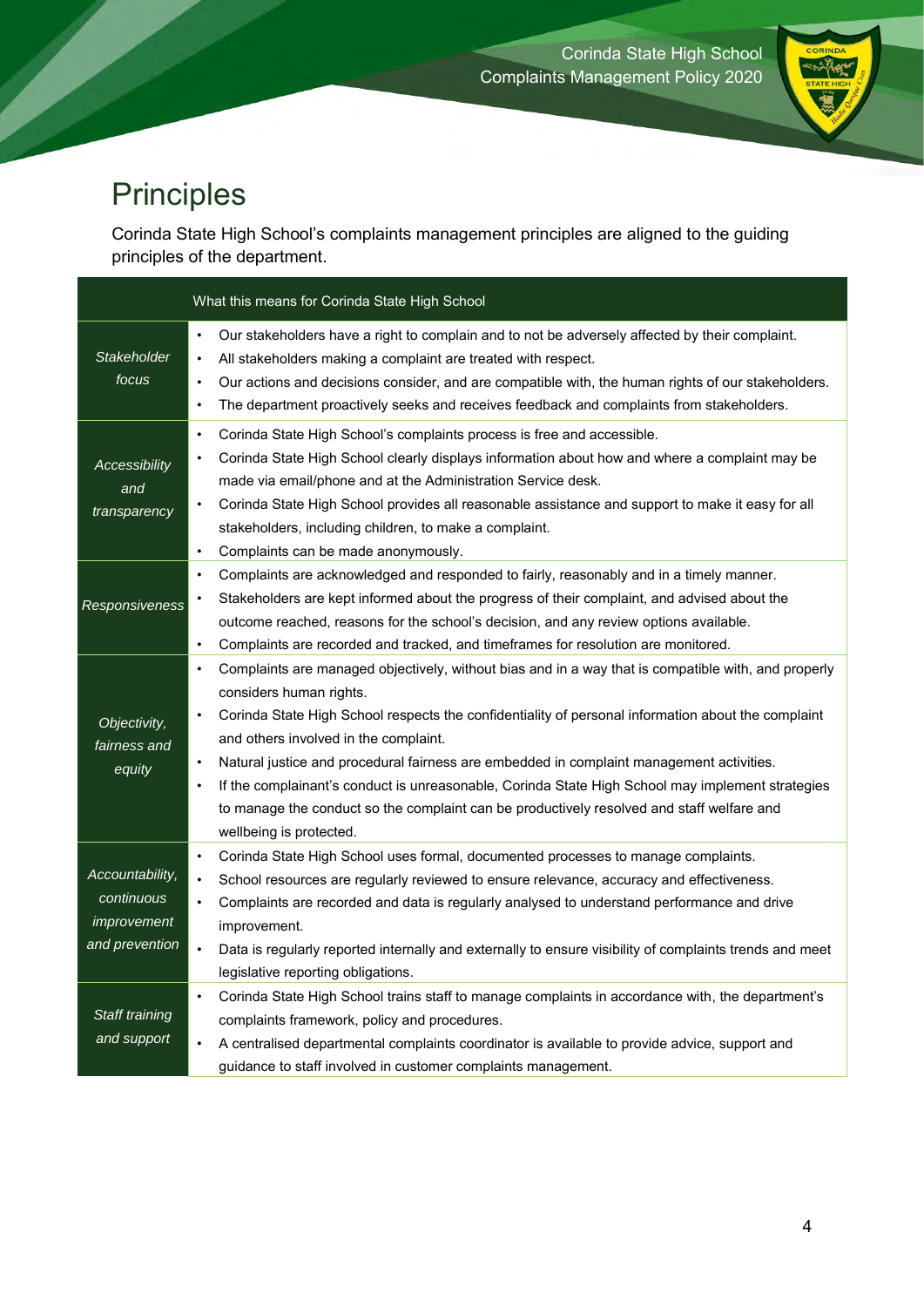# Principles

Corinda State High School's complaints management principles are aligned to the guiding principles of the department.

| | What this means for Corinda State High School |
|---|---|
| *Stakeholder focus* | • Our stakeholders have a right to complain and to not be adversely affected by their complaint.<br>• All stakeholders making a complaint are treated with respect.<br>• Our actions and decisions consider, and are compatible with, the human rights of our stakeholders.<br>• The department proactively seeks and receives feedback and complaints from stakeholders. |
| *Accessibility and transparency* | • Corinda State High School's complaints process is free and accessible.<br>• Corinda State High School clearly displays information about how and where a complaint may be made via email/phone and at the Administration Service desk.<br>• Corinda State High School provides all reasonable assistance and support to make it easy for all stakeholders, including children, to make a complaint.<br>• Complaints can be made anonymously. |
| *Responsiveness* | • Complaints are acknowledged and responded to fairly, reasonably and in a timely manner.<br>• Stakeholders are kept informed about the progress of their complaint, and advised about the outcome reached, reasons for the school's decision, and any review options available.<br>• Complaints are recorded and tracked, and timeframes for resolution are monitored. |
| *Objectivity, fairness and equity* | • Complaints are managed objectively, without bias and in a way that is compatible with, and properly considers human rights.<br>• Corinda State High School respects the confidentiality of personal information about the complaint and others involved in the complaint.<br>• Natural justice and procedural fairness are embedded in complaint management activities.<br>• If the complainant's conduct is unreasonable, Corinda State High School may implement strategies to manage the conduct so the complaint can be productively resolved and staff welfare and wellbeing is protected. |
| *Accountability, continuous improvement and prevention* | • Corinda State High School uses formal, documented processes to manage complaints.<br>• School resources are regularly reviewed to ensure relevance, accuracy and effectiveness.<br>• Complaints are recorded and data is regularly analysed to understand performance and drive improvement.<br>• Data is regularly reported internally and externally to ensure visibility of complaints trends and meet legislative reporting obligations. |
| *Staff training and support* | • Corinda State High School trains staff to manage complaints in accordance with, the department's complaints framework, policy and procedures.<br>• A centralised departmental complaints coordinator is available to provide advice, support and guidance to staff involved in customer complaints management. |